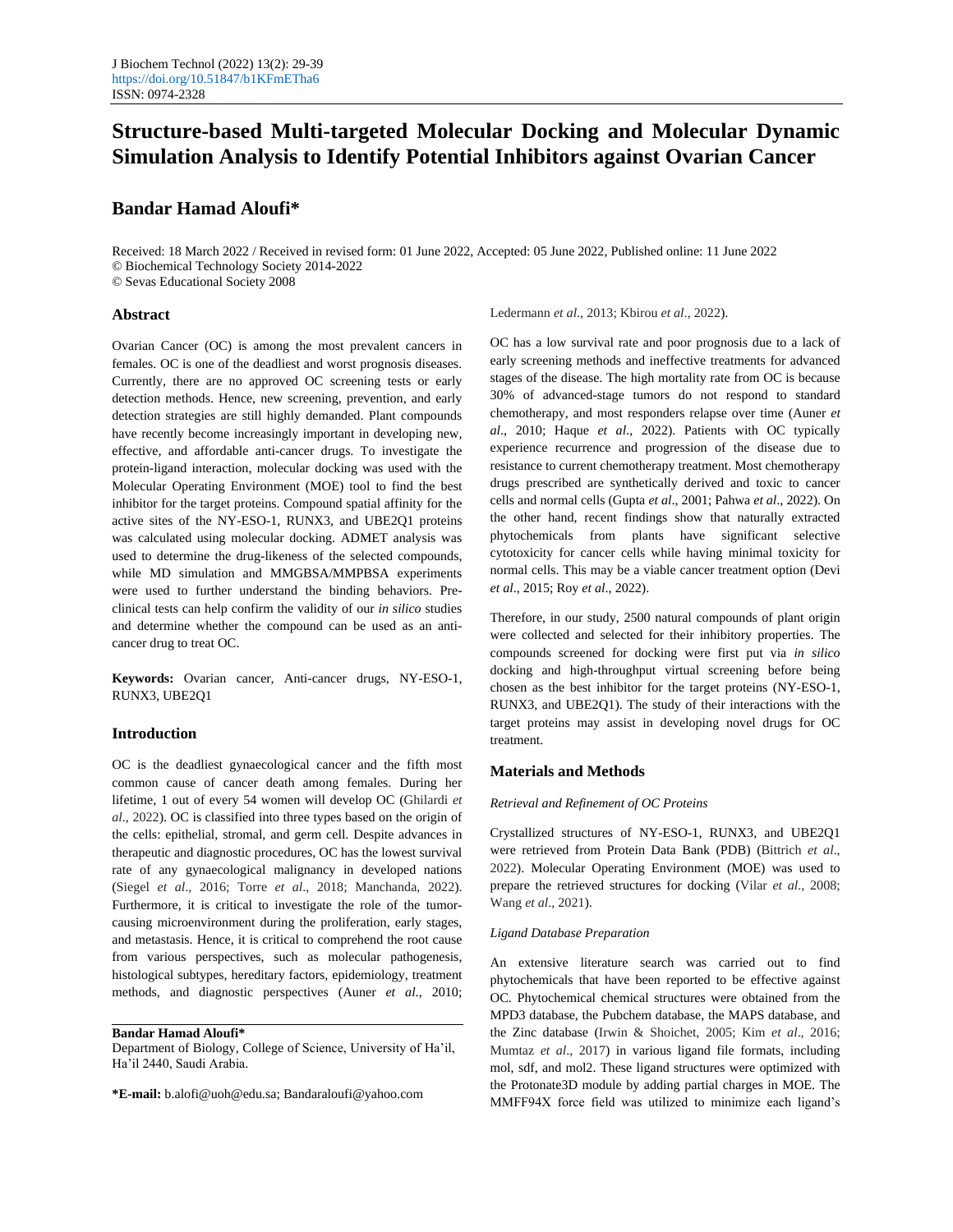# Structure-based Multi-targeted Molecular Docking and Molecular Dynamic Simulation Analysis to Identify Potential Inhibitors against Ovarian Cancer

## Bandar Hamad Aloufi*

Received: 18 March 2022 / Received in revised form: 01 June 2022, Accepted: 05 June 2022, Published online: 11 June 2022
© Biochemical Technology Society 2014-2022
© Sevas Educational Society 2008

### Abstract

Ovarian Cancer (OC) is among the most prevalent cancers in females. OC is one of the deadliest and worst prognosis diseases. Currently, there are no approved OC screening tests or early detection methods. Hence, new screening, prevention, and early detection strategies are still highly demanded. Plant compounds have recently become increasingly important in developing new, effective, and affordable anti-cancer drugs. To investigate the protein-ligand interaction, molecular docking was used with the Molecular Operating Environment (MOE) tool to find the best inhibitor for the target proteins. Compound spatial affinity for the active sites of the NY-ESO-1, RUNX3, and UBE2Q1 proteins was calculated using molecular docking. ADMET analysis was used to determine the drug-likeness of the selected compounds, while MD simulation and MMGBSA/MMPBSA experiments were used to further understand the binding behaviors. Pre-clinical tests can help confirm the validity of our *in silico* studies and determine whether the compound can be used as an anti-cancer drug to treat OC.

**Keywords:** Ovarian cancer, Anti-cancer drugs, NY-ESO-1, RUNX3, UBE2Q1

### Introduction

OC is the deadliest gynaecological cancer and the fifth most common cause of cancer death among females. During her lifetime, 1 out of every 54 women will develop OC (Ghilardi *et al*., 2022). OC is classified into three types based on the origin of the cells: epithelial, stromal, and germ cell. Despite advances in therapeutic and diagnostic procedures, OC has the lowest survival rate of any gynaecological malignancy in developed nations (Siegel *et al*., 2016; Torre *et al*., 2018; Manchanda, 2022). Furthermore, it is critical to investigate the role of the tumor-causing microenvironment during the proliferation, early stages, and metastasis. Hence, it is critical to comprehend the root cause from various perspectives, such as molecular pathogenesis, histological subtypes, hereditary factors, epidemiology, treatment methods, and diagnostic perspectives (Auner *et al*., 2010; Ledermann *et al*., 2013; Kbirou *et al*., 2022).

OC has a low survival rate and poor prognosis due to a lack of early screening methods and ineffective treatments for advanced stages of the disease. The high mortality rate from OC is because 30% of advanced-stage tumors do not respond to standard chemotherapy, and most responders relapse over time (Auner *et al*., 2010; Haque *et al*., 2022). Patients with OC typically experience recurrence and progression of the disease due to resistance to current chemotherapy treatment. Most chemotherapy drugs prescribed are synthetically derived and toxic to cancer cells and normal cells (Gupta *et al*., 2001; Pahwa *et al*., 2022). On the other hand, recent findings show that naturally extracted phytochemicals from plants have significant selective cytotoxicity for cancer cells while having minimal toxicity for normal cells. This may be a viable cancer treatment option (Devi *et al*., 2015; Roy *et al*., 2022).

Therefore, in our study, 2500 natural compounds of plant origin were collected and selected for their inhibitory properties. The compounds screened for docking were first put via *in silico* docking and high-throughput virtual screening before being chosen as the best inhibitor for the target proteins (NY-ESO-1, RUNX3, and UBE2Q1). The study of their interactions with the target proteins may assist in developing novel drugs for OC treatment.

### Materials and Methods

*Retrieval and Refinement of OC Proteins*

Crystallized structures of NY-ESO-1, RUNX3, and UBE2Q1 were retrieved from Protein Data Bank (PDB) (Bittrich *et al*., 2022). Molecular Operating Environment (MOE) was used to prepare the retrieved structures for docking (Vilar *et al*., 2008; Wang *et al*., 2021).

*Ligand Database Preparation*

An extensive literature search was carried out to find phytochemicals that have been reported to be effective against OC. Phytochemical chemical structures were obtained from the MPD3 database, the Pubchem database, the MAPS database, and the Zinc database (Irwin & Shoichet, 2005; Kim *et al*., 2016; Mumtaz *et al*., 2017) in various ligand file formats, including mol, sdf, and mol2. These ligand structures were optimized with the Protonate3D module by adding partial charges in MOE. The MMFF94X force field was utilized to minimize each ligand's

**Bandar Hamad Aloufi***

Department of Biology, College of Science, University of Ha'il, Ha'il 2440, Saudi Arabia.

***E-mail:** b.alofi@uoh@edu.sa; Bandaraloufi@yahoo.com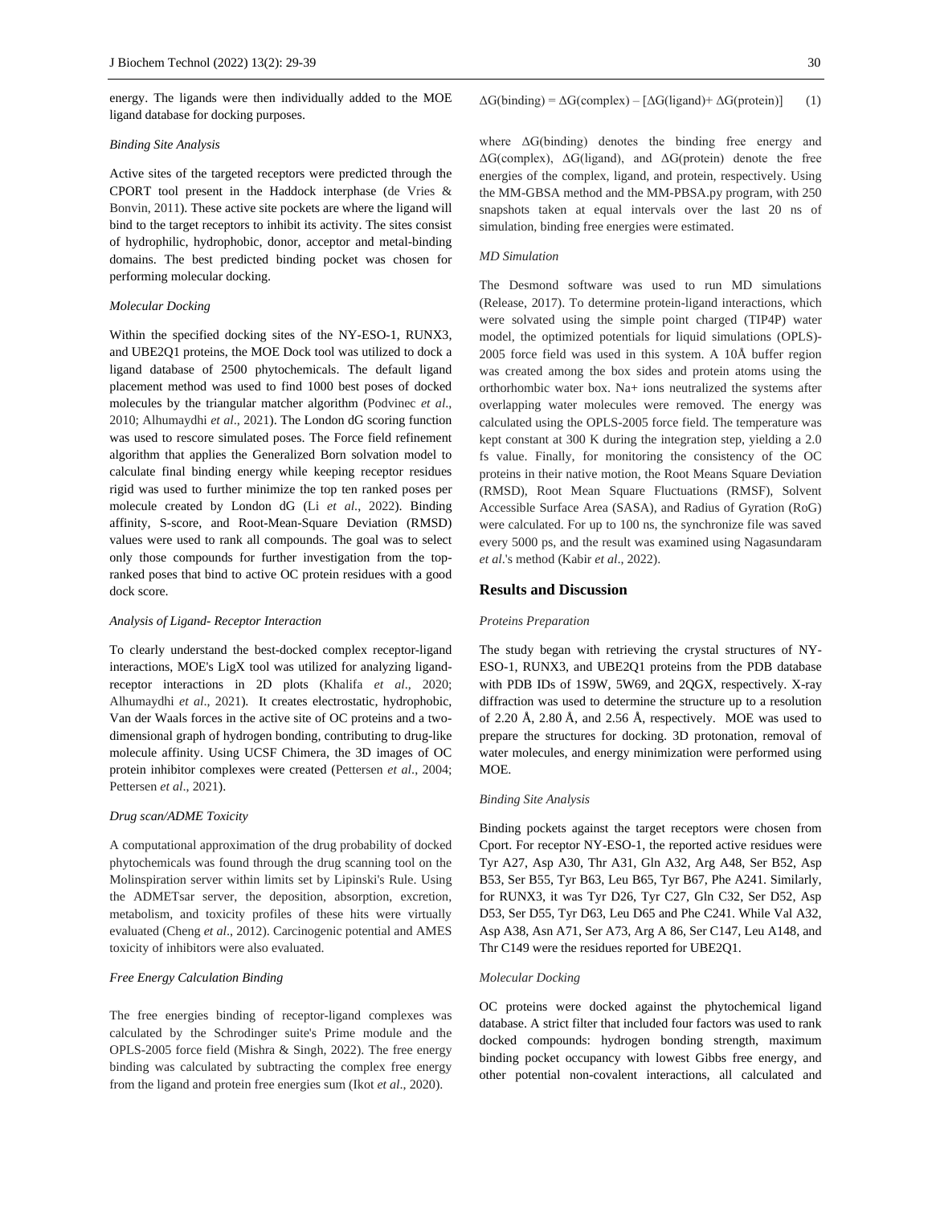energy. The ligands were then individually added to the MOE ligand database for docking purposes.

### *Binding Site Analysis*

Active sites of the targeted receptors were predicted through the CPORT tool present in the Haddock interphase (de Vries & Bonvin, 2011). These active site pockets are where the ligand will bind to the target receptors to inhibit its activity. The sites consist of hydrophilic, hydrophobic, donor, acceptor and metal-binding domains. The best predicted binding pocket was chosen for performing molecular docking.

### *Molecular Docking*

Within the specified docking sites of the NY-ESO-1, RUNX3, and UBE2Q1 proteins, the MOE Dock tool was utilized to dock a ligand database of 2500 phytochemicals. The default ligand placement method was used to find 1000 best poses of docked molecules by the triangular matcher algorithm (Podvinec *et al*., 2010; Alhumaydhi *et al*., 2021). The London dG scoring function was used to rescore simulated poses. The Force field refinement algorithm that applies the Generalized Born solvation model to calculate final binding energy while keeping receptor residues rigid was used to further minimize the top ten ranked poses per molecule created by London dG (Li *et al*., 2022). Binding affinity, S-score, and Root-Mean-Square Deviation (RMSD) values were used to rank all compounds. The goal was to select only those compounds for further investigation from the top-ranked poses that bind to active OC protein residues with a good dock score.

### *Analysis of Ligand- Receptor Interaction*

To clearly understand the best-docked complex receptor-ligand interactions, MOE's LigX tool was utilized for analyzing ligand-receptor interactions in 2D plots (Khalifa *et al*., 2020; Alhumaydhi *et al*., 2021). It creates electrostatic, hydrophobic, Van der Waals forces in the active site of OC proteins and a two-dimensional graph of hydrogen bonding, contributing to drug-like molecule affinity. Using UCSF Chimera, the 3D images of OC protein inhibitor complexes were created (Pettersen *et al*., 2004; Pettersen *et al*., 2021).

### *Drug scan/ADME Toxicity*

A computational approximation of the drug probability of docked phytochemicals was found through the drug scanning tool on the Molinspiration server within limits set by Lipinski's Rule. Using the ADMETsar server, the deposition, absorption, excretion, metabolism, and toxicity profiles of these hits were virtually evaluated (Cheng *et al*., 2012). Carcinogenic potential and AMES toxicity of inhibitors were also evaluated.

### *Free Energy Calculation Binding*

The free energies binding of receptor-ligand complexes was calculated by the Schrodinger suite's Prime module and the OPLS-2005 force field (Mishra & Singh, 2022). The free energy binding was calculated by subtracting the complex free energy from the ligand and protein free energies sum (Ikot *et al*., 2020).

$$\Delta G(\text{binding}) = \Delta G(\text{complex}) - [\Delta G(\text{ligand}) + \Delta G(\text{protein})] \quad (1)$$

where $\Delta G$(binding) denotes the binding free energy and $\Delta G$(complex), $\Delta G$(ligand), and $\Delta G$(protein) denote the free energies of the complex, ligand, and protein, respectively. Using the MM-GBSA method and the MM-PBSA.py program, with 250 snapshots taken at equal intervals over the last 20 ns of simulation, binding free energies were estimated.

### *MD Simulation*

The Desmond software was used to run MD simulations (Release, 2017). To determine protein-ligand interactions, which were solvated using the simple point charged (TIP4P) water model, the optimized potentials for liquid simulations (OPLS)-2005 force field was used in this system. A 10Å buffer region was created among the box sides and protein atoms using the orthorhombic water box. $Na^+$ ions neutralized the systems after overlapping water molecules were removed. The energy was calculated using the OPLS-2005 force field. The temperature was kept constant at 300 K during the integration step, yielding a 2.0 fs value. Finally, for monitoring the consistency of the OC proteins in their native motion, the Root Means Square Deviation (RMSD), Root Mean Square Fluctuations (RMSF), Solvent Accessible Surface Area (SASA), and Radius of Gyration (RoG) were calculated. For up to 100 ns, the synchronize file was saved every 5000 ps, and the result was examined using Nagasundaram *et al*.'s method (Kabir *et al*., 2022).

## Results and Discussion

### *Proteins Preparation*

The study began with retrieving the crystal structures of NY-ESO-1, RUNX3, and UBE2Q1 proteins from the PDB database with PDB IDs of 1S9W, 5W69, and 2QGX, respectively. X-ray diffraction was used to determine the structure up to a resolution of 2.20 Å, 2.80 Å, and 2.56 Å, respectively. MOE was used to prepare the structures for docking. 3D protonation, removal of water molecules, and energy minimization were performed using MOE.

### *Binding Site Analysis*

Binding pockets against the target receptors were chosen from Cport. For receptor NY-ESO-1, the reported active residues were Tyr A27, Asp A30, Thr A31, Gln A32, Arg A48, Ser B52, Asp B53, Ser B55, Tyr B63, Leu B65, Tyr B67, Phe A241. Similarly, for RUNX3, it was Tyr D26, Tyr C27, Gln C32, Ser D52, Asp D53, Ser D55, Tyr D63, Leu D65 and Phe C241. While Val A32, Asp A38, Asn A71, Ser A73, Arg A 86, Ser C147, Leu A148, and Thr C149 were the residues reported for UBE2Q1.

### *Molecular Docking*

OC proteins were docked against the phytochemical ligand database. A strict filter that included four factors was used to rank docked compounds: hydrogen bonding strength, maximum binding pocket occupancy with lowest Gibbs free energy, and other potential non-covalent interactions, all calculated and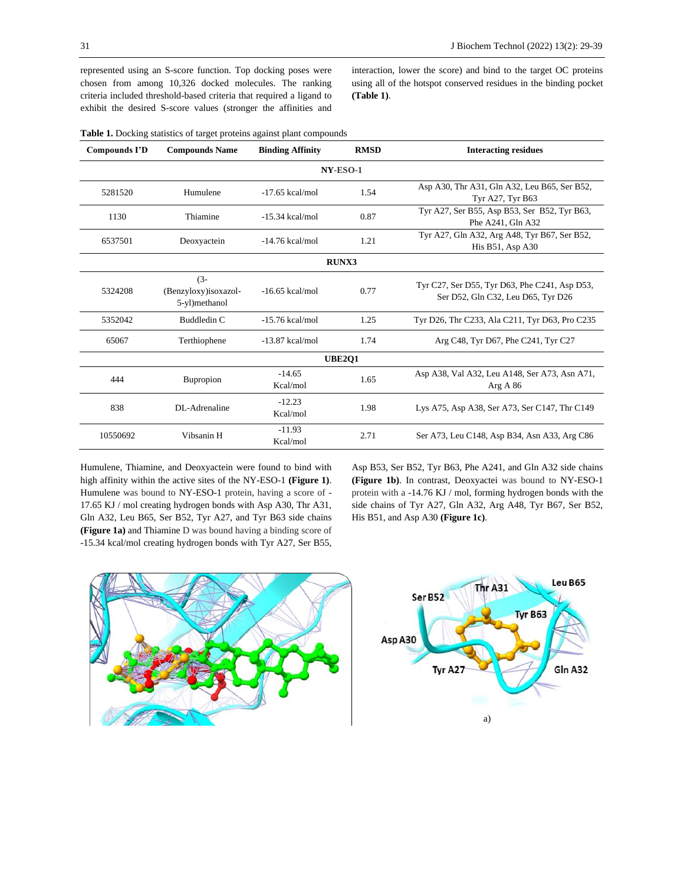represented using an S-score function. Top docking poses were chosen from among 10,326 docked molecules. The ranking criteria included threshold-based criteria that required a ligand to exhibit the desired S-score values (stronger the affinities and interaction, lower the score) and bind to the target OC proteins using all of the hotspot conserved residues in the binding pocket **(Table 1)**.

**Table 1.** Docking statistics of target proteins against plant compounds

| Compounds I'D | Compounds Name | Binding Affinity | RMSD | Interacting residues |
|---|---|---|---|---|
| | | **NY-ESO-1** | | |
| 5281520 | Humulene | -17.65 kcal/mol | 1.54 | Asp A30, Thr A31, Gln A32, Leu B65, Ser B52, Tyr A27, Tyr B63 |
| 1130 | Thiamine | -15.34 kcal/mol | 0.87 | Tyr A27, Ser B55, Asp B53, Ser B52, Tyr B63, Phe A241, Gln A32 |
| 6537501 | Deoxyactein | -14.76 kcal/mol | 1.21 | Tyr A27, Gln A32, Arg A48, Tyr B67, Ser B52, His B51, Asp A30 |
| | | **RUNX3** | | |
| 5324208 | (3-(Benzyloxy)isoxazol-5-yl)methanol | -16.65 kcal/mol | 0.77 | Tyr C27, Ser D55, Tyr D63, Phe C241, Asp D53, Ser D52, Gln C32, Leu D65, Tyr D26 |
| 5352042 | Buddledin C | -15.76 kcal/mol | 1.25 | Tyr D26, Thr C233, Ala C211, Tyr D63, Pro C235 |
| 65067 | Terthiophene | -13.87 kcal/mol | 1.74 | Arg C48, Tyr D67, Phe C241, Tyr C27 |
| | | **UBE2Q1** | | |
| 444 | Bupropion | -14.65 Kcal/mol | 1.65 | Asp A38, Val A32, Leu A148, Ser A73, Asn A71, Arg A 86 |
| 838 | DL-Adrenaline | -12.23 Kcal/mol | 1.98 | Lys A75, Asp A38, Ser A73, Ser C147, Thr C149 |
| 10550692 | Vibsanin H | -11.93 Kcal/mol | 2.71 | Ser A73, Leu C148, Asp B34, Asn A33, Arg C86 |

Humulene, Thiamine, and Deoxyactein were found to bind with high affinity within the active sites of the NY-ESO-1 **(Figure 1)**. Humulene was bound to NY-ESO-1 protein, having a score of -17.65 KJ / mol creating hydrogen bonds with Asp A30, Thr A31, Gln A32, Leu B65, Ser B52, Tyr A27, and Tyr B63 side chains **(Figure 1a)** and Thiamine D was bound having a binding score of -15.34 kcal/mol creating hydrogen bonds with Tyr A27, Ser B55, Asp B53, Ser B52, Tyr B63, Phe A241, and Gln A32 side chains **(Figure 1b)**. In contrast, Deoxyactei was bound to NY-ESO-1 protein with a -14.76 KJ / mol, forming hydrogen bonds with the side chains of Tyr A27, Gln A32, Arg A48, Tyr B67, Ser B52, His B51, and Asp A30 **(Figure 1c)**.

a)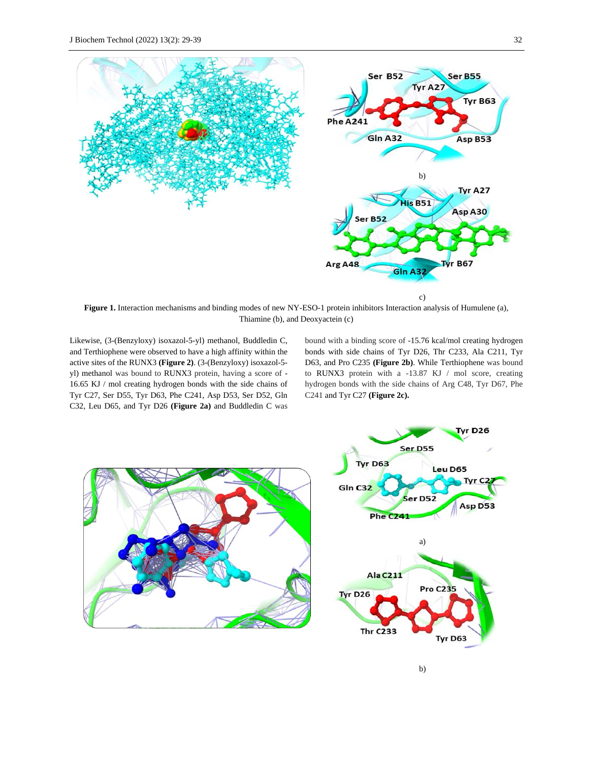Figure 1. Interaction mechanisms and binding modes of new NY-ESO-1 protein inhibitors Interaction analysis of Humulene (a), Thiamine (b), and Deoxyactein (c)

Likewise, (3-(Benzyloxy) isoxazol-5-yl) methanol, Buddledin C, and Terthiophene were observed to have a high affinity within the active sites of the RUNX3 **(Figure 2)**. (3-(Benzyloxy) isoxazol-5-yl) methanol was bound to RUNX3 protein, having a score of -16.65 KJ / mol creating hydrogen bonds with the side chains of Tyr C27, Ser D55, Tyr D63, Phe C241, Asp D53, Ser D52, Gln C32, Leu D65, and Tyr D26 **(Figure 2a)** and Buddledin C was bound with a binding score of -15.76 kcal/mol creating hydrogen bonds with side chains of Tyr D26, Thr C233, Ala C211, Tyr D63, and Pro C235 **(Figure 2b)**. While Terthiophene was bound to RUNX3 protein with a -13.87 KJ / mol score, creating hydrogen bonds with the side chains of Arg C48, Tyr D67, Phe C241 and Tyr C27 **(Figure 2c).**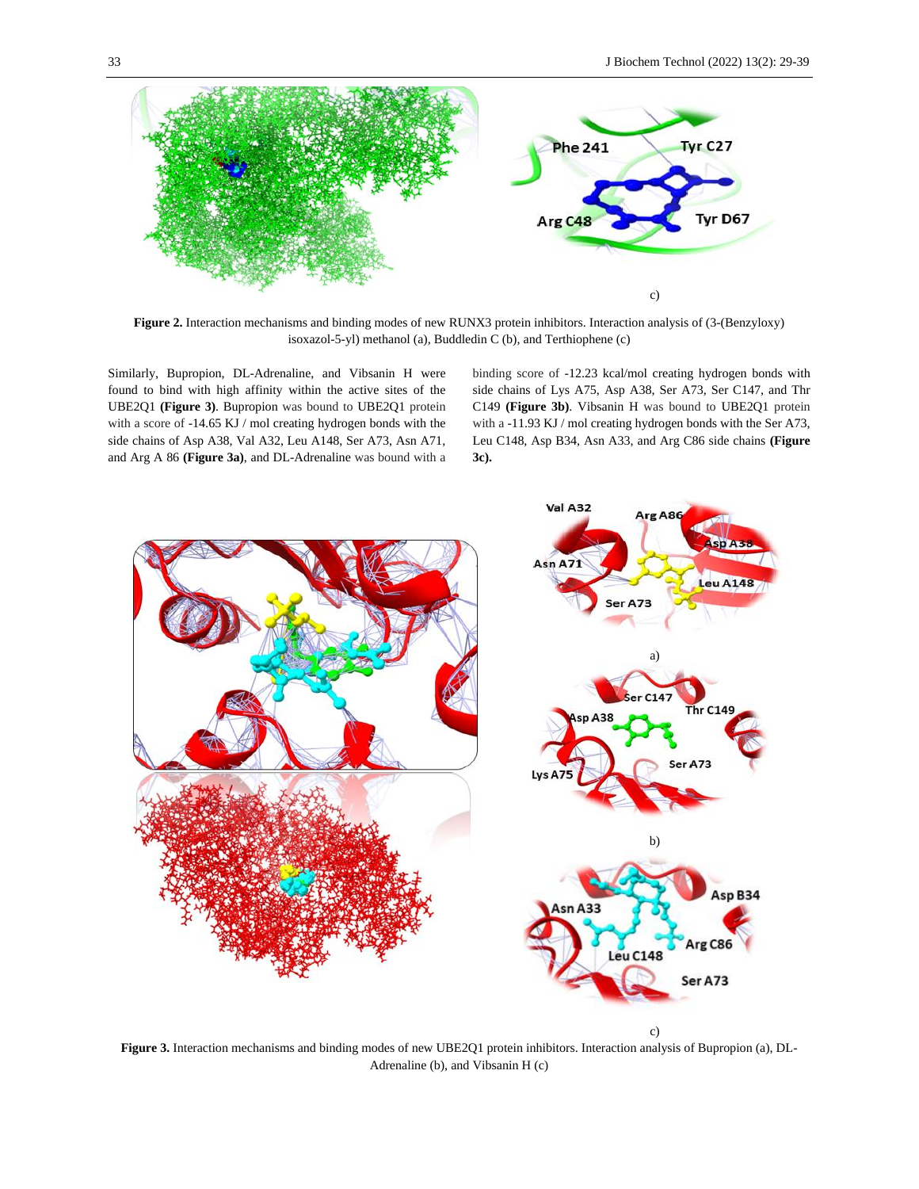c)

**Figure 2.** Interaction mechanisms and binding modes of new RUNX3 protein inhibitors. Interaction analysis of (3-(Benzyloxy) isoxazol-5-yl) methanol (a), Buddledin C (b), and Terthiophene (c)

Similarly, Bupropion, DL-Adrenaline, and Vibsanin H were found to bind with high affinity within the active sites of the UBE2Q1 **(Figure 3)**. Bupropion was bound to UBE2Q1 protein with a score of -14.65 KJ / mol creating hydrogen bonds with the side chains of Asp A38, Val A32, Leu A148, Ser A73, Asn A71, and Arg A 86 **(Figure 3a)**, and DL-Adrenaline was bound with a binding score of -12.23 kcal/mol creating hydrogen bonds with side chains of Lys A75, Asp A38, Ser A73, Ser C147, and Thr C149 **(Figure 3b)**. Vibsanin H was bound to UBE2Q1 protein with a -11.93 KJ / mol creating hydrogen bonds with the Ser A73, Leu C148, Asp B34, Asn A33, and Arg C86 side chains **(Figure 3c).**

a)

b)

c)

**Figure 3.** Interaction mechanisms and binding modes of new UBE2Q1 protein inhibitors. Interaction analysis of Bupropion (a), DL-Adrenaline (b), and Vibsanin H (c)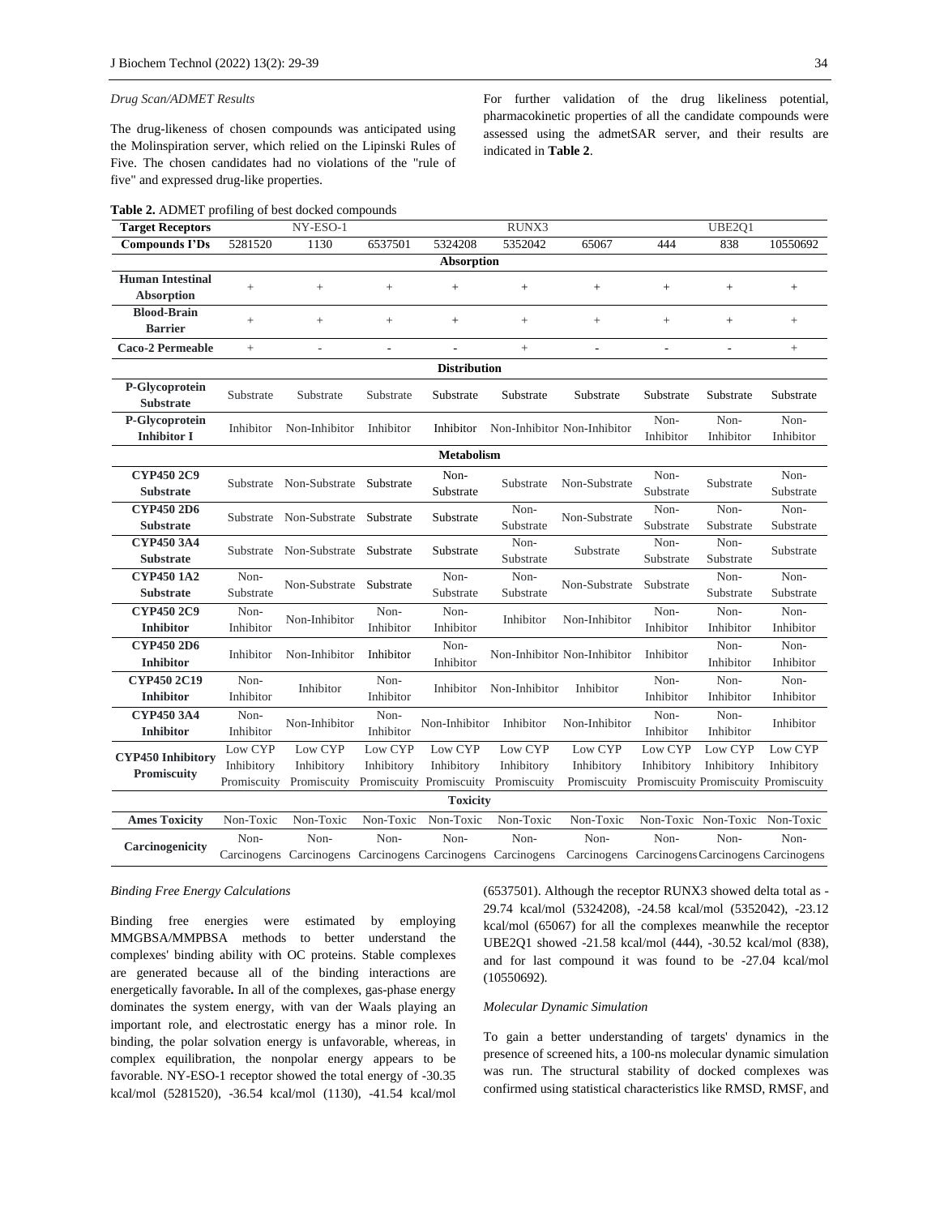*Drug Scan/ADMET Results*

The drug-likeness of chosen compounds was anticipated using the Molinspiration server, which relied on the Lipinski Rules of Five. The chosen candidates had no violations of the "rule of five" and expressed drug-like properties.

For further validation of the drug likeliness potential, pharmacokinetic properties of all the candidate compounds were assessed using the admetSAR server, and their results are indicated in **Table 2**.

**Table 2.** ADMET profiling of best docked compounds

| **Target Receptors** | NY-ESO-1 | | | RUNX3 | | | UBE2Q1 | | |
|---|---|---|---|---|---|---|---|---|---|
| **Compounds I'Ds** | 5281520 | 1130 | 6537501 | 5324208 | 5352042 | 65067 | 444 | 838 | 10550692 |
| | | | | **Absorption** | | | | | |
| **Human Intestinal Absorption** | + | + | + | + | + | + | + | + | + |
| **Blood-Brain Barrier** | + | + | + | + | + | + | + | + | + |
| **Caco-2 Permeable** | + | - | - | - | + | - | - | - | + |
| | | | | **Distribution** | | | | | |
| **P-Glycoprotein Substrate** | Substrate | Substrate | Substrate | Substrate | Substrate | Substrate | Substrate | Substrate | Substrate |
| **P-Glycoprotein Inhibitor I** | Inhibitor | Non-Inhibitor | Inhibitor | Inhibitor | Non-Inhibitor | Non-Inhibitor | Non-Inhibitor | Non-Inhibitor | Non-Inhibitor |
| | | | | **Metabolism** | | | | | |
| **CYP450 2C9 Substrate** | Substrate | Non-Substrate | Substrate | Non-Substrate | Substrate | Non-Substrate | Non-Substrate | Substrate | Non-Substrate |
| **CYP450 2D6 Substrate** | Substrate | Non-Substrate | Substrate | Substrate | Non-Substrate | Non-Substrate | Non-Substrate | Non-Substrate | Non-Substrate |
| **CYP450 3A4 Substrate** | Substrate | Non-Substrate | Substrate | Substrate | Non-Substrate | Substrate | Non-Substrate | Non-Substrate | Substrate |
| **CYP450 1A2 Substrate** | Non-Substrate | Non-Substrate | Substrate | Non-Substrate | Non-Substrate | Non-Substrate | Substrate | Non-Substrate | Non-Substrate |
| **CYP450 2C9 Inhibitor** | Non-Inhibitor | Non-Inhibitor | Non-Inhibitor | Non-Inhibitor | Inhibitor | Non-Inhibitor | Non-Inhibitor | Non-Inhibitor | Non-Inhibitor |
| **CYP450 2D6 Inhibitor** | Inhibitor | Non-Inhibitor | Inhibitor | Non-Inhibitor | Non-Inhibitor | Non-Inhibitor | Inhibitor | Non-Inhibitor | Non-Inhibitor |
| **CYP450 2C19 Inhibitor** | Non-Inhibitor | Inhibitor | Non-Inhibitor | Inhibitor | Non-Inhibitor | Inhibitor | Non-Inhibitor | Non-Inhibitor | Non-Inhibitor |
| **CYP450 3A4 Inhibitor** | Non-Inhibitor | Non-Inhibitor | Non-Inhibitor | Non-Inhibitor | Inhibitor | Non-Inhibitor | Non-Inhibitor | Non-Inhibitor | Inhibitor |
| **CYP450 Inhibitory Promiscuity** | Low CYP Inhibitory Promiscuity | Low CYP Inhibitory Promiscuity | Low CYP Inhibitory Promiscuity | Low CYP Inhibitory Promiscuity | Low CYP Inhibitory Promiscuity | Low CYP Inhibitory Promiscuity | Low CYP Inhibitory Promiscuity | Low CYP Inhibitory Promiscuity | Low CYP Inhibitory Promiscuity |
| | | | | **Toxicity** | | | | | |
| **Ames Toxicity** | Non-Toxic | Non-Toxic | Non-Toxic | Non-Toxic | Non-Toxic | Non-Toxic | Non-Toxic | Non-Toxic | Non-Toxic |
| **Carcinogenicity** | Non-Carcinogens | Non-Carcinogens | Non-Carcinogens | Non-Carcinogens | Non-Carcinogens | Non-Carcinogens | Non-Carcinogens | Non-Carcinogens | Non-Carcinogens |

*Binding Free Energy Calculations*

Binding free energies were estimated by employing MMGBSA/MMPBSA methods to better understand the complexes' binding ability with OC proteins. Stable complexes are generated because all of the binding interactions are energetically favorable**.** In all of the complexes, gas-phase energy dominates the system energy, with van der Waals playing an important role, and electrostatic energy has a minor role. In binding, the polar solvation energy is unfavorable, whereas, in complex equilibration, the nonpolar energy appears to be favorable. NY-ESO-1 receptor showed the total energy of -30.35 kcal/mol (5281520), -36.54 kcal/mol (1130), -41.54 kcal/mol (6537501). Although the receptor RUNX3 showed delta total as -29.74 kcal/mol (5324208), -24.58 kcal/mol (5352042), -23.12 kcal/mol (65067) for all the complexes meanwhile the receptor UBE2Q1 showed -21.58 kcal/mol (444), -30.52 kcal/mol (838), and for last compound it was found to be -27.04 kcal/mol (10550692).

*Molecular Dynamic Simulation*

To gain a better understanding of targets' dynamics in the presence of screened hits, a 100-ns molecular dynamic simulation was run. The structural stability of docked complexes was confirmed using statistical characteristics like RMSD, RMSF, and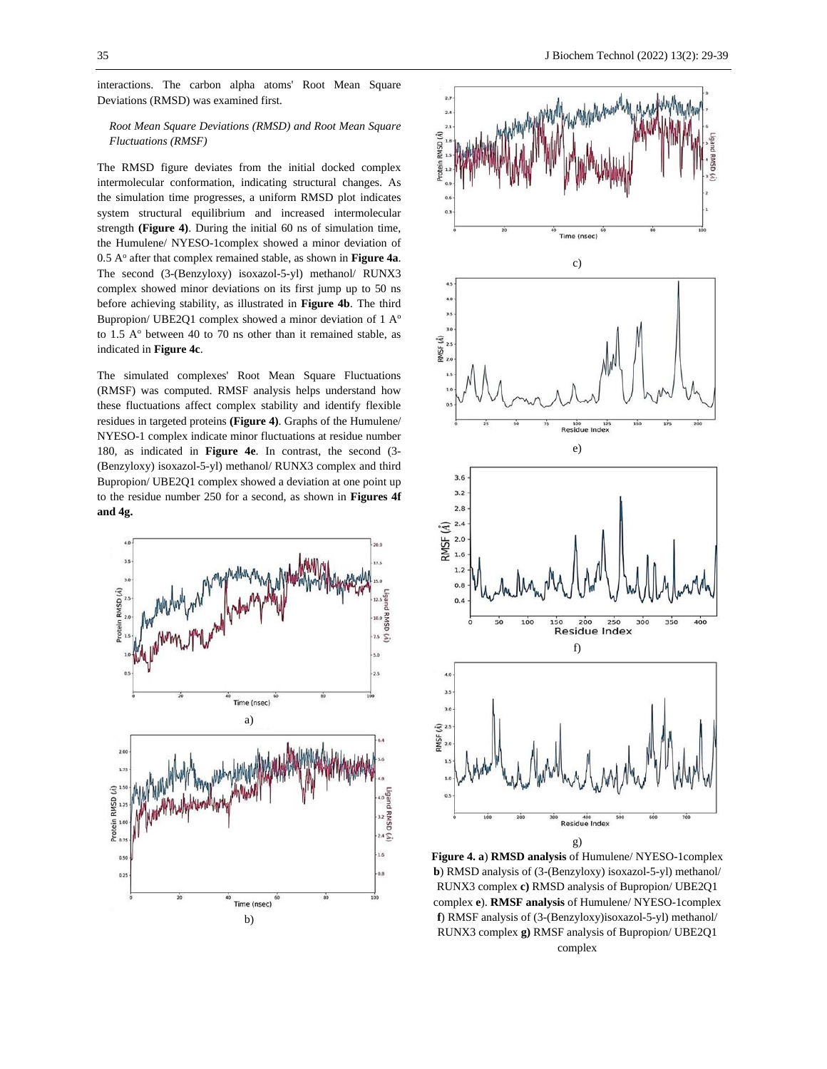interactions. The carbon alpha atoms' Root Mean Square Deviations (RMSD) was examined first.

*Root Mean Square Deviations (RMSD) and Root Mean Square Fluctuations (RMSF)*

The RMSD figure deviates from the initial docked complex intermolecular conformation, indicating structural changes. As the simulation time progresses, a uniform RMSD plot indicates system structural equilibrium and increased intermolecular strength **(Figure 4)**. During the initial 60 ns of simulation time, the Humulene/ NYESO-1complex showed a minor deviation of 0.5 A$^{o}$ after that complex remained stable, as shown in **Figure 4a**. The second (3-(Benzyloxy) isoxazol-5-yl) methanol/ RUNX3 complex showed minor deviations on its first jump up to 50 ns before achieving stability, as illustrated in **Figure 4b**. The third Bupropion/ UBE2Q1 complex showed a minor deviation of 1 A$^{o}$ to 1.5 A$^{o}$ between 40 to 70 ns other than it remained stable, as indicated in **Figure 4c**.

The simulated complexes' Root Mean Square Fluctuations (RMSF) was computed. RMSF analysis helps understand how these fluctuations affect complex stability and identify flexible residues in targeted proteins **(Figure 4)**. Graphs of the Humulene/ NYESO-1 complex indicate minor fluctuations at residue number 180, as indicated in **Figure 4e**. In contrast, the second (3-(Benzyloxy) isoxazol-5-yl) methanol/ RUNX3 complex and third Bupropion/ UBE2Q1 complex showed a deviation at one point up to the residue number 250 for a second, as shown in **Figures 4f and 4g.**

a)

b)

c)

e)

f)

g)

**Figure 4. a**) **RMSD analysis** of Humulene/ NYESO-1complex **b**) RMSD analysis of (3-(Benzyloxy) isoxazol-5-yl) methanol/ RUNX3 complex **c)** RMSD analysis of Bupropion/ UBE2Q1 complex **e**). **RMSF analysis** of Humulene/ NYESO-1complex **f**) RMSF analysis of (3-(Benzyloxy)isoxazol-5-yl) methanol/ RUNX3 complex **g)** RMSF analysis of Bupropion/ UBE2Q1 complex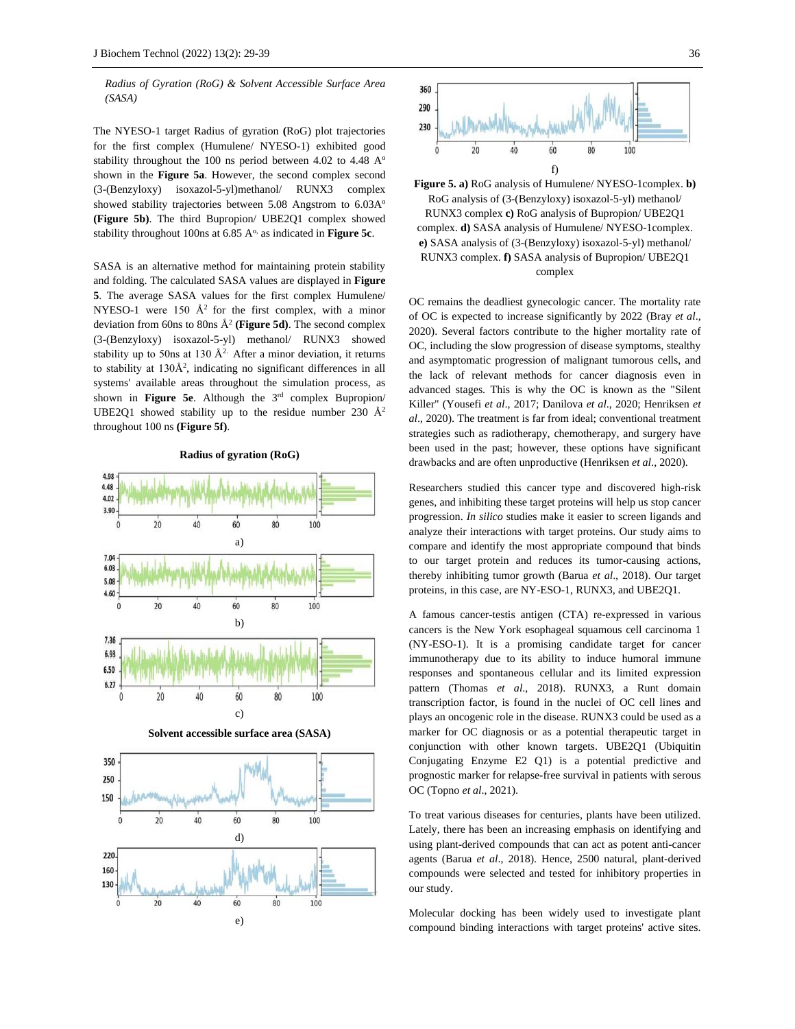*Radius of Gyration (RoG) & Solvent Accessible Surface Area (SASA)*

The NYESO-1 target Radius of gyration **(**RoG) plot trajectories for the first complex (Humulene/ NYESO-1) exhibited good stability throughout the 100 ns period between 4.02 to 4.48 A° shown in the **Figure 5a**. However, the second complex second (3-(Benzyloxy) isoxazol-5-yl)methanol/ RUNX3 complex showed stability trajectories between 5.08 Angstrom to 6.03A° **(Figure 5b)**. The third Bupropion/ UBE2Q1 complex showed stability throughout 100ns at 6.85 A°, as indicated in **Figure 5c**.

SASA is an alternative method for maintaining protein stability and folding. The calculated SASA values are displayed in **Figure 5**. The average SASA values for the first complex Humulene/ NYESO-1 were 150 $Å^2$ for the first complex, with a minor deviation from 60ns to 80ns $Å^2$ **(Figure 5d)**. The second complex (3-(Benzyloxy) isoxazol-5-yl) methanol/ RUNX3 showed stability up to 50ns at 130 $Å^2$. After a minor deviation, it returns to stability at 130$Å^2$, indicating no significant differences in all systems' available areas throughout the simulation process, as shown in **Figure 5e**. Although the 3rd complex Bupropion/ UBE2Q1 showed stability up to the residue number 230 $Å^2$ throughout 100 ns **(Figure 5f)**.

**Radius of gyration (RoG)**

a)

b)

c)

**Solvent accessible surface area (SASA)**

d)

e)

f)

**Figure 5. a)** RoG analysis of Humulene/ NYESO-1complex. **b)** RoG analysis of (3-(Benzyloxy) isoxazol-5-yl) methanol/ RUNX3 complex **c)** RoG analysis of Bupropion/ UBE2Q1 complex. **d)** SASA analysis of Humulene/ NYESO-1complex. **e)** SASA analysis of (3-(Benzyloxy) isoxazol-5-yl) methanol/ RUNX3 complex. **f)** SASA analysis of Bupropion/ UBE2Q1 complex

OC remains the deadliest gynecologic cancer. The mortality rate of OC is expected to increase significantly by 2022 (Bray *et al*., 2020). Several factors contribute to the higher mortality rate of OC, including the slow progression of disease symptoms, stealthy and asymptomatic progression of malignant tumorous cells, and the lack of relevant methods for cancer diagnosis even in advanced stages. This is why the OC is known as the "Silent Killer" (Yousefi *et al*., 2017; Danilova *et al*., 2020; Henriksen *et al*., 2020). The treatment is far from ideal; conventional treatment strategies such as radiotherapy, chemotherapy, and surgery have been used in the past; however, these options have significant drawbacks and are often unproductive (Henriksen *et al*., 2020).

Researchers studied this cancer type and discovered high-risk genes, and inhibiting these target proteins will help us stop cancer progression. *In silico* studies make it easier to screen ligands and analyze their interactions with target proteins. Our study aims to compare and identify the most appropriate compound that binds to our target protein and reduces its tumor-causing actions, thereby inhibiting tumor growth (Barua *et al*., 2018). Our target proteins, in this case, are NY-ESO-1, RUNX3, and UBE2Q1.

A famous cancer-testis antigen (CTA) re-expressed in various cancers is the New York esophageal squamous cell carcinoma 1 (NY-ESO-1). It is a promising candidate target for cancer immunotherapy due to its ability to induce humoral immune responses and spontaneous cellular and its limited expression pattern (Thomas *et al*., 2018). RUNX3, a Runt domain transcription factor, is found in the nuclei of OC cell lines and plays an oncogenic role in the disease. RUNX3 could be used as a marker for OC diagnosis or as a potential therapeutic target in conjunction with other known targets. UBE2Q1 (Ubiquitin Conjugating Enzyme E2 Q1) is a potential predictive and prognostic marker for relapse-free survival in patients with serous OC (Topno *et al*., 2021).

To treat various diseases for centuries, plants have been utilized. Lately, there has been an increasing emphasis on identifying and using plant-derived compounds that can act as potent anti-cancer agents (Barua *et al*., 2018). Hence, 2500 natural, plant-derived compounds were selected and tested for inhibitory properties in our study.

Molecular docking has been widely used to investigate plant compound binding interactions with target proteins' active sites.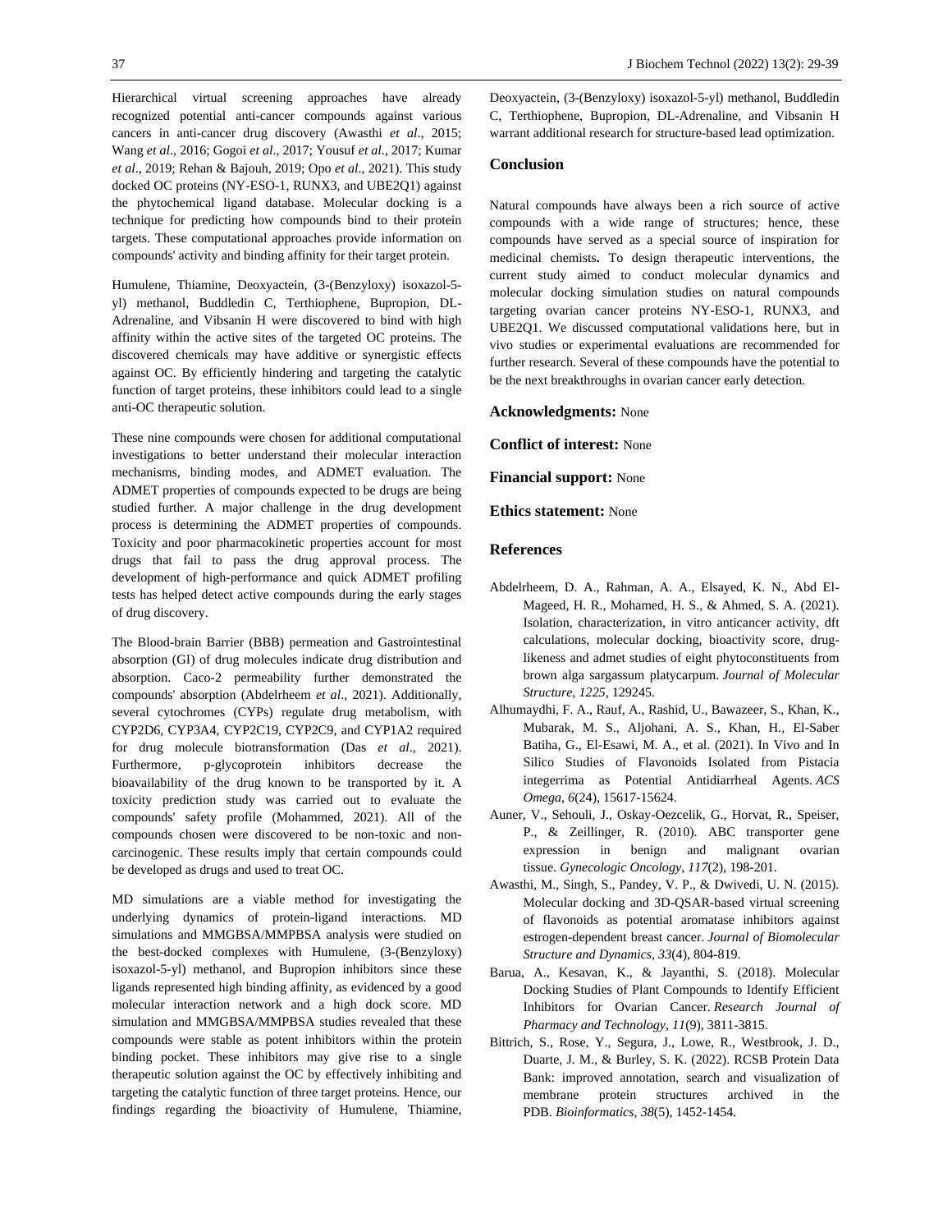Hierarchical virtual screening approaches have already recognized potential anti-cancer compounds against various cancers in anti-cancer drug discovery (Awasthi *et al*., 2015; Wang *et al*., 2016; Gogoi *et al*., 2017; Yousuf *et al*., 2017; Kumar *et al*., 2019; Rehan & Bajouh, 2019; Opo *et al*., 2021). This study docked OC proteins (NY-ESO-1, RUNX3, and UBE2Q1) against the phytochemical ligand database. Molecular docking is a technique for predicting how compounds bind to their protein targets. These computational approaches provide information on compounds' activity and binding affinity for their target protein.

Humulene, Thiamine, Deoxyactein, (3-(Benzyloxy) isoxazol-5-yl) methanol, Buddledin C, Terthiophene, Bupropion, DL-Adrenaline, and Vibsanin H were discovered to bind with high affinity within the active sites of the targeted OC proteins. The discovered chemicals may have additive or synergistic effects against OC. By efficiently hindering and targeting the catalytic function of target proteins, these inhibitors could lead to a single anti-OC therapeutic solution.

These nine compounds were chosen for additional computational investigations to better understand their molecular interaction mechanisms, binding modes, and ADMET evaluation. The ADMET properties of compounds expected to be drugs are being studied further. A major challenge in the drug development process is determining the ADMET properties of compounds. Toxicity and poor pharmacokinetic properties account for most drugs that fail to pass the drug approval process. The development of high-performance and quick ADMET profiling tests has helped detect active compounds during the early stages of drug discovery.

The Blood-brain Barrier (BBB) permeation and Gastrointestinal absorption (GI) of drug molecules indicate drug distribution and absorption. Caco-2 permeability further demonstrated the compounds' absorption (Abdelrheem *et al*., 2021). Additionally, several cytochromes (CYPs) regulate drug metabolism, with CYP2D6, CYP3A4, CYP2C19, CYP2C9, and CYP1A2 required for drug molecule biotransformation (Das *et al*., 2021). Furthermore, p-glycoprotein inhibitors decrease the bioavailability of the drug known to be transported by it. A toxicity prediction study was carried out to evaluate the compounds' safety profile (Mohammed, 2021). All of the compounds chosen were discovered to be non-toxic and non-carcinogenic. These results imply that certain compounds could be developed as drugs and used to treat OC.

MD simulations are a viable method for investigating the underlying dynamics of protein-ligand interactions. MD simulations and MMGBSA/MMPBSA analysis were studied on the best-docked complexes with Humulene, (3-(Benzyloxy) isoxazol-5-yl) methanol, and Bupropion inhibitors since these ligands represented high binding affinity, as evidenced by a good molecular interaction network and a high dock score. MD simulation and MMGBSA/MMPBSA studies revealed that these compounds were stable as potent inhibitors within the protein binding pocket. These inhibitors may give rise to a single therapeutic solution against the OC by effectively inhibiting and targeting the catalytic function of three target proteins. Hence, our findings regarding the bioactivity of Humulene, Thiamine, Deoxyactein, (3-(Benzyloxy) isoxazol-5-yl) methanol, Buddledin C, Terthiophene, Bupropion, DL-Adrenaline, and Vibsanin H warrant additional research for structure-based lead optimization.

## Conclusion

Natural compounds have always been a rich source of active compounds with a wide range of structures; hence, these compounds have served as a special source of inspiration for medicinal chemists**.** To design therapeutic interventions, the current study aimed to conduct molecular dynamics and molecular docking simulation studies on natural compounds targeting ovarian cancer proteins NY-ESO-1, RUNX3, and UBE2Q1. We discussed computational validations here, but in vivo studies or experimental evaluations are recommended for further research. Several of these compounds have the potential to be the next breakthroughs in ovarian cancer early detection.

**Acknowledgments:** None

**Conflict of interest:** None

**Financial support:** None

**Ethics statement:** None

## References

Abdelrheem, D. A., Rahman, A. A., Elsayed, K. N., Abd El-Mageed, H. R., Mohamed, H. S., & Ahmed, S. A. (2021). Isolation, characterization, in vitro anticancer activity, dft calculations, molecular docking, bioactivity score, drug-likeness and admet studies of eight phytoconstituents from brown alga sargassum platycarpum. *Journal of Molecular Structure*, *1225*, 129245.

Alhumaydhi, F. A., Rauf, A., Rashid, U., Bawazeer, S., Khan, K., Mubarak, M. S., Aljohani, A. S., Khan, H., El-Saber Batiha, G., El-Esawi, M. A., et al. (2021). In Vivo and In Silico Studies of Flavonoids Isolated from Pistacia integerrima as Potential Antidiarrheal Agents. *ACS Omega*, *6*(24), 15617-15624.

Auner, V., Sehouli, J., Oskay-Oezcelik, G., Horvat, R., Speiser, P., & Zeillinger, R. (2010). ABC transporter gene expression in benign and malignant ovarian tissue. *Gynecologic Oncology*, *117*(2), 198-201.

Awasthi, M., Singh, S., Pandey, V. P., & Dwivedi, U. N. (2015). Molecular docking and 3D-QSAR-based virtual screening of flavonoids as potential aromatase inhibitors against estrogen-dependent breast cancer. *Journal of Biomolecular Structure and Dynamics*, *33*(4), 804-819.

Barua, A., Kesavan, K., & Jayanthi, S. (2018). Molecular Docking Studies of Plant Compounds to Identify Efficient Inhibitors for Ovarian Cancer. *Research Journal of Pharmacy and Technology*, *11*(9), 3811-3815.

Bittrich, S., Rose, Y., Segura, J., Lowe, R., Westbrook, J. D., Duarte, J. M., & Burley, S. K. (2022). RCSB Protein Data Bank: improved annotation, search and visualization of membrane protein structures archived in the PDB. *Bioinformatics*, *38*(5), 1452-1454.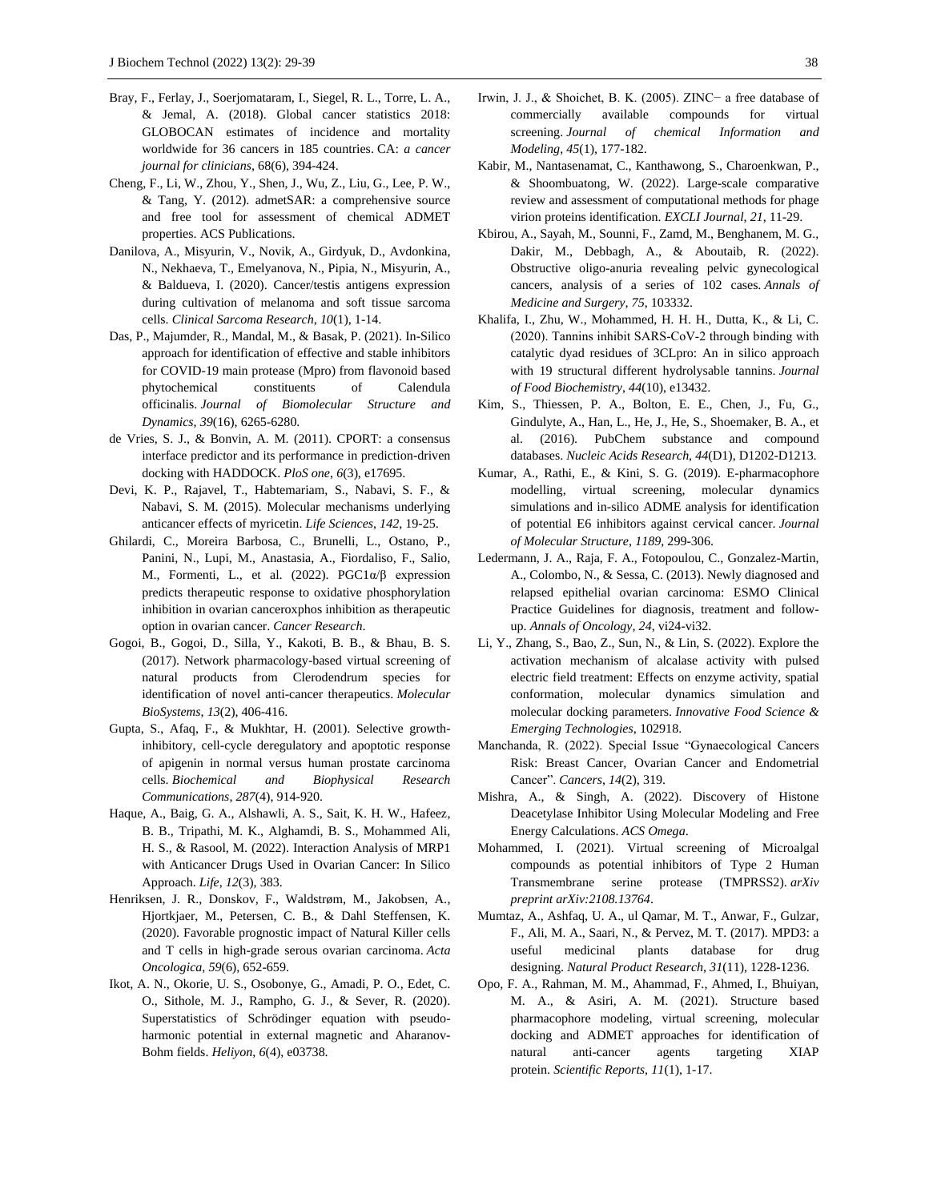Bray, F., Ferlay, J., Soerjomataram, I., Siegel, R. L., Torre, L. A., & Jemal, A. (2018). Global cancer statistics 2018: GLOBOCAN estimates of incidence and mortality worldwide for 36 cancers in 185 countries. CA: *a cancer journal for clinicians*, 68(6), 394-424.

Cheng, F., Li, W., Zhou, Y., Shen, J., Wu, Z., Liu, G., Lee, P. W., & Tang, Y. (2012). admetSAR: a comprehensive source and free tool for assessment of chemical ADMET properties. ACS Publications.

Danilova, A., Misyurin, V., Novik, A., Girdyuk, D., Avdonkina, N., Nekhaeva, T., Emelyanova, N., Pipia, N., Misyurin, A., & Baldueva, I. (2020). Cancer/testis antigens expression during cultivation of melanoma and soft tissue sarcoma cells. *Clinical Sarcoma Research*, *10*(1), 1-14.

Das, P., Majumder, R., Mandal, M., & Basak, P. (2021). In-Silico approach for identification of effective and stable inhibitors for COVID-19 main protease (Mpro) from flavonoid based phytochemical constituents of Calendula officinalis. *Journal of Biomolecular Structure and Dynamics*, *39*(16), 6265-6280.

de Vries, S. J., & Bonvin, A. M. (2011). CPORT: a consensus interface predictor and its performance in prediction-driven docking with HADDOCK. *PloS one*, *6*(3), e17695.

Devi, K. P., Rajavel, T., Habtemariam, S., Nabavi, S. F., & Nabavi, S. M. (2015). Molecular mechanisms underlying anticancer effects of myricetin. *Life Sciences*, *142*, 19-25.

Ghilardi, C., Moreira Barbosa, C., Brunelli, L., Ostano, P., Panini, N., Lupi, M., Anastasia, A., Fiordaliso, F., Salio, M., Formenti, L., et al. (2022). PGC1α/β expression predicts therapeutic response to oxidative phosphorylation inhibition in ovarian canceroxphos inhibition as therapeutic option in ovarian cancer. *Cancer Research*.

Gogoi, B., Gogoi, D., Silla, Y., Kakoti, B. B., & Bhau, B. S. (2017). Network pharmacology-based virtual screening of natural products from Clerodendrum species for identification of novel anti-cancer therapeutics. *Molecular BioSystems*, *13*(2), 406-416.

Gupta, S., Afaq, F., & Mukhtar, H. (2001). Selective growth-inhibitory, cell-cycle deregulatory and apoptotic response of apigenin in normal versus human prostate carcinoma cells. *Biochemical and Biophysical Research Communications*, *287*(4), 914-920.

Haque, A., Baig, G. A., Alshawli, A. S., Sait, K. H. W., Hafeez, B. B., Tripathi, M. K., Alghamdi, B. S., Mohammed Ali, H. S., & Rasool, M. (2022). Interaction Analysis of MRP1 with Anticancer Drugs Used in Ovarian Cancer: In Silico Approach. *Life*, *12*(3), 383.

Henriksen, J. R., Donskov, F., Waldstrøm, M., Jakobsen, A., Hjortkjaer, M., Petersen, C. B., & Dahl Steffensen, K. (2020). Favorable prognostic impact of Natural Killer cells and T cells in high-grade serous ovarian carcinoma. *Acta Oncologica*, *59*(6), 652-659.

Ikot, A. N., Okorie, U. S., Osobonye, G., Amadi, P. O., Edet, C. O., Sithole, M. J., Rampho, G. J., & Sever, R. (2020). Superstatistics of Schrödinger equation with pseudo-harmonic potential in external magnetic and Aharanov-Bohm fields. *Heliyon*, *6*(4), e03738.

Irwin, J. J., & Shoichet, B. K. (2005). ZINC− a free database of commercially available compounds for virtual screening. *Journal of chemical Information and Modeling*, *45*(1), 177-182.

Kabir, M., Nantasenamat, C., Kanthawong, S., Charoenkwan, P., & Shoombuatong, W. (2022). Large-scale comparative review and assessment of computational methods for phage virion proteins identification. *EXCLI Journal*, *21*, 11-29.

Kbirou, A., Sayah, M., Sounni, F., Zamd, M., Benghanem, M. G., Dakir, M., Debbagh, A., & Aboutaib, R. (2022). Obstructive oligo-anuria revealing pelvic gynecological cancers, analysis of a series of 102 cases. *Annals of Medicine and Surgery*, *75*, 103332.

Khalifa, I., Zhu, W., Mohammed, H. H. H., Dutta, K., & Li, C. (2020). Tannins inhibit SARS-CoV-2 through binding with catalytic dyad residues of 3CLpro: An in silico approach with 19 structural different hydrolysable tannins. *Journal of Food Biochemistry*, *44*(10), e13432.

Kim, S., Thiessen, P. A., Bolton, E. E., Chen, J., Fu, G., Gindulyte, A., Han, L., He, J., He, S., Shoemaker, B. A., et al. (2016). PubChem substance and compound databases. *Nucleic Acids Research*, *44*(D1), D1202-D1213.

Kumar, A., Rathi, E., & Kini, S. G. (2019). E-pharmacophore modelling, virtual screening, molecular dynamics simulations and in-silico ADME analysis for identification of potential E6 inhibitors against cervical cancer. *Journal of Molecular Structure*, *1189*, 299-306.

Ledermann, J. A., Raja, F. A., Fotopoulou, C., Gonzalez-Martin, A., Colombo, N., & Sessa, C. (2013). Newly diagnosed and relapsed epithelial ovarian carcinoma: ESMO Clinical Practice Guidelines for diagnosis, treatment and follow-up. *Annals of Oncology*, *24*, vi24-vi32.

Li, Y., Zhang, S., Bao, Z., Sun, N., & Lin, S. (2022). Explore the activation mechanism of alcalase activity with pulsed electric field treatment: Effects on enzyme activity, spatial conformation, molecular dynamics simulation and molecular docking parameters. *Innovative Food Science & Emerging Technologies*, 102918.

Manchanda, R. (2022). Special Issue "Gynaecological Cancers Risk: Breast Cancer, Ovarian Cancer and Endometrial Cancer". *Cancers*, *14*(2), 319.

Mishra, A., & Singh, A. (2022). Discovery of Histone Deacetylase Inhibitor Using Molecular Modeling and Free Energy Calculations. *ACS Omega*.

Mohammed, I. (2021). Virtual screening of Microalgal compounds as potential inhibitors of Type 2 Human Transmembrane serine protease (TMPRSS2). *arXiv preprint arXiv:2108.13764*.

Mumtaz, A., Ashfaq, U. A., ul Qamar, M. T., Anwar, F., Gulzar, F., Ali, M. A., Saari, N., & Pervez, M. T. (2017). MPD3: a useful medicinal plants database for drug designing. *Natural Product Research*, *31*(11), 1228-1236.

Opo, F. A., Rahman, M. M., Ahammad, F., Ahmed, I., Bhuiyan, M. A., & Asiri, A. M. (2021). Structure based pharmacophore modeling, virtual screening, molecular docking and ADMET approaches for identification of natural anti-cancer agents targeting XIAP protein. *Scientific Reports*, *11*(1), 1-17.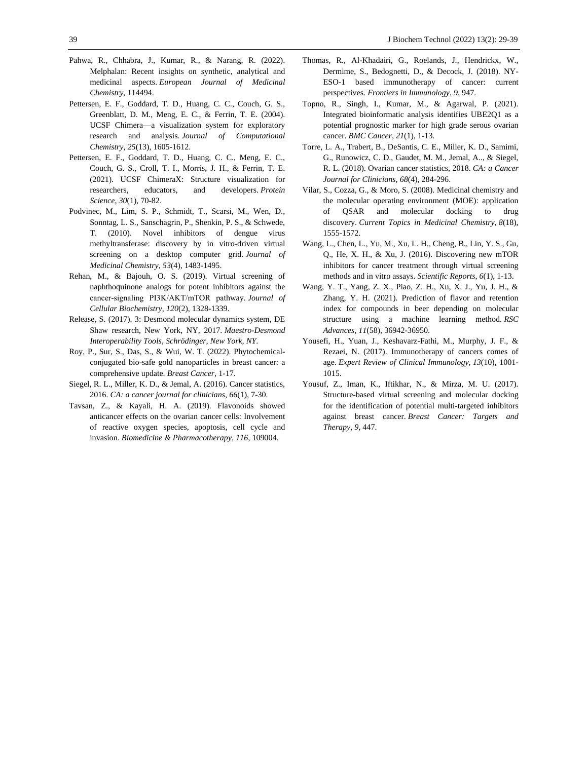Pahwa, R., Chhabra, J., Kumar, R., & Narang, R. (2022). Melphalan: Recent insights on synthetic, analytical and medicinal aspects. *European Journal of Medicinal Chemistry*, 114494.

Pettersen, E. F., Goddard, T. D., Huang, C. C., Couch, G. S., Greenblatt, D. M., Meng, E. C., & Ferrin, T. E. (2004). UCSF Chimera—a visualization system for exploratory research and analysis. *Journal of Computational Chemistry*, *25*(13), 1605-1612.

Pettersen, E. F., Goddard, T. D., Huang, C. C., Meng, E. C., Couch, G. S., Croll, T. I., Morris, J. H., & Ferrin, T. E. (2021). UCSF ChimeraX: Structure visualization for researchers, educators, and developers. *Protein Science*, *30*(1), 70-82.

Podvinec, M., Lim, S. P., Schmidt, T., Scarsi, M., Wen, D., Sonntag, L. S., Sanschagrin, P., Shenkin, P. S., & Schwede, T. (2010). Novel inhibitors of dengue virus methyltransferase: discovery by in vitro-driven virtual screening on a desktop computer grid. *Journal of Medicinal Chemistry*, *53*(4), 1483-1495.

Rehan, M., & Bajouh, O. S. (2019). Virtual screening of naphthoquinone analogs for potent inhibitors against the cancer-signaling PI3K/AKT/mTOR pathway. *Journal of Cellular Biochemistry*, *120*(2), 1328-1339.

Release, S. (2017). 3: Desmond molecular dynamics system, DE Shaw research, New York, NY, 2017. *Maestro-Desmond Interoperability Tools, Schrödinger, New York, NY*.

Roy, P., Sur, S., Das, S., & Wui, W. T. (2022). Phytochemical-conjugated bio-safe gold nanoparticles in breast cancer: a comprehensive update. *Breast Cancer*, 1-17.

Siegel, R. L., Miller, K. D., & Jemal, A. (2016). Cancer statistics, 2016. *CA: a cancer journal for clinicians*, *66*(1), 7-30.

Tavsan, Z., & Kayali, H. A. (2019). Flavonoids showed anticancer effects on the ovarian cancer cells: Involvement of reactive oxygen species, apoptosis, cell cycle and invasion. *Biomedicine & Pharmacotherapy*, *116*, 109004.

Thomas, R., Al-Khadairi, G., Roelands, J., Hendrickx, W., Dermime, S., Bedognetti, D., & Decock, J. (2018). NY-ESO-1 based immunotherapy of cancer: current perspectives. *Frontiers in Immunology*, *9*, 947.

Topno, R., Singh, I., Kumar, M., & Agarwal, P. (2021). Integrated bioinformatic analysis identifies UBE2Q1 as a potential prognostic marker for high grade serous ovarian cancer. *BMC Cancer*, *21*(1), 1-13.

Torre, L. A., Trabert, B., DeSantis, C. E., Miller, K. D., Samimi, G., Runowicz, C. D., Gaudet, M. M., Jemal, A.., & Siegel, R. L. (2018). Ovarian cancer statistics, 2018. *CA: a Cancer Journal for Clinicians*, *68*(4), 284-296.

Vilar, S., Cozza, G., & Moro, S. (2008). Medicinal chemistry and the molecular operating environment (MOE): application of QSAR and molecular docking to drug discovery. *Current Topics in Medicinal Chemistry*, *8*(18), 1555-1572.

Wang, L., Chen, L., Yu, M., Xu, L. H., Cheng, B., Lin, Y. S., Gu, Q., He, X. H., & Xu, J. (2016). Discovering new mTOR inhibitors for cancer treatment through virtual screening methods and in vitro assays. *Scientific Reports*, *6*(1), 1-13.

Wang, Y. T., Yang, Z. X., Piao, Z. H., Xu, X. J., Yu, J. H., & Zhang, Y. H. (2021). Prediction of flavor and retention index for compounds in beer depending on molecular structure using a machine learning method. *RSC Advances*, *11*(58), 36942-36950.

Yousefi, H., Yuan, J., Keshavarz-Fathi, M., Murphy, J. F., & Rezaei, N. (2017). Immunotherapy of cancers comes of age. *Expert Review of Clinical Immunology*, *13*(10), 1001-1015.

Yousuf, Z., Iman, K., Iftikhar, N., & Mirza, M. U. (2017). Structure-based virtual screening and molecular docking for the identification of potential multi-targeted inhibitors against breast cancer. *Breast Cancer: Targets and Therapy*, *9*, 447.